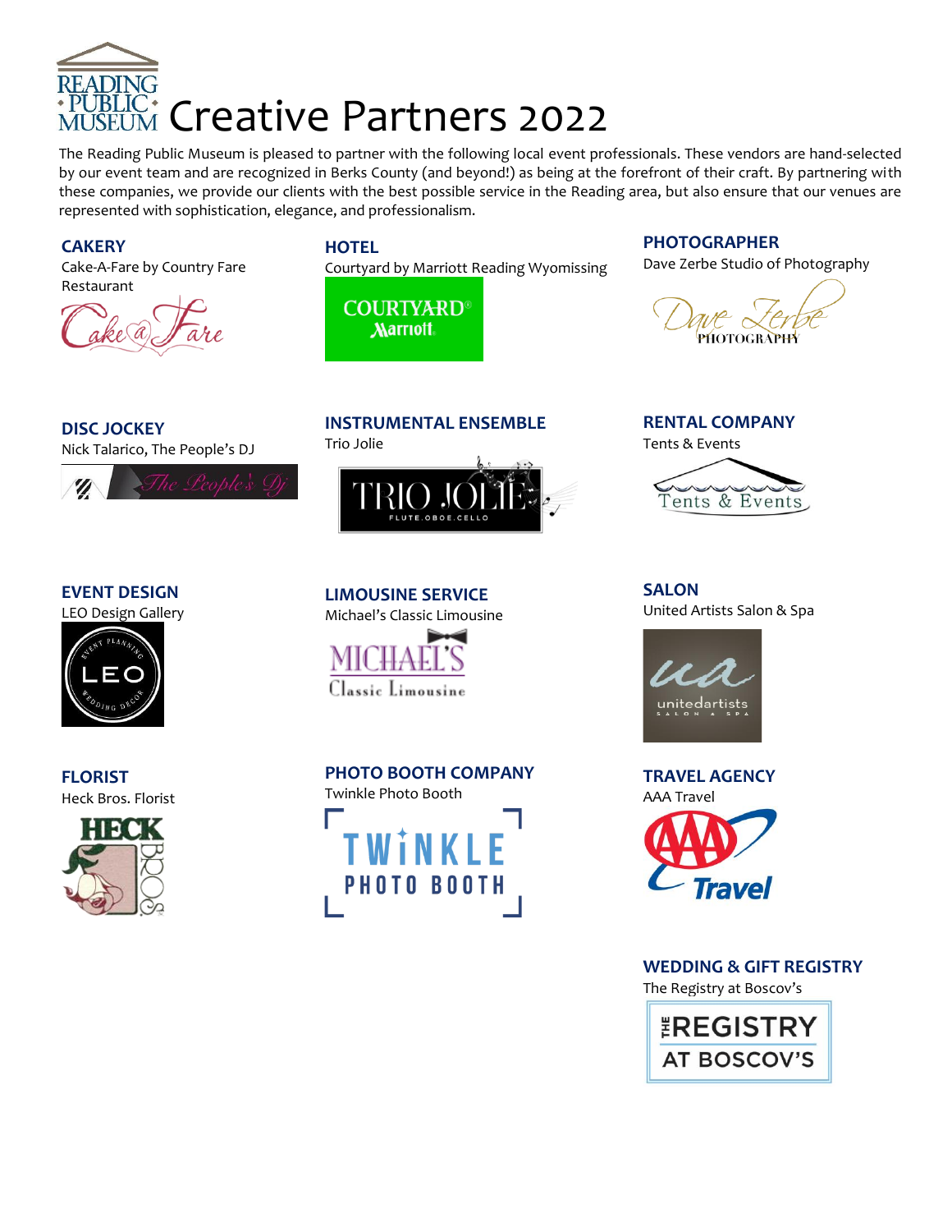# Creative Partners 2022

The Reading Public Museum is pleased to partner with the following local event professionals. These vendors are hand-selected by our event team and are recognized in Berks County (and beyond!) as being at the forefront of their craft. By partnering with these companies, we provide our clients with the best possible service in the Reading area, but also ensure that our venues are represented with sophistication, elegance, and professionalism.

### CAKERY
Cake-A-Fare by Country Fare Restaurant

### HOTEL
Courtyard by Marriott Reading Wyomissing

### PHOTOGRAPHER
Dave Zerbe Studio of Photography

### DISC JOCKEY
Nick Talarico, The People's DJ

### INSTRUMENTAL ENSEMBLE
Trio Jolie

### RENTAL COMPANY
Tents & Events

### EVENT DESIGN
LEO Design Gallery

### LIMOUSINE SERVICE
Michael's Classic Limousine

### SALON
United Artists Salon & Spa

### FLORIST
Heck Bros. Florist

### PHOTO BOOTH COMPANY
Twinkle Photo Booth

### TRAVEL AGENCY
AAA Travel

### WEDDING & GIFT REGISTRY
The Registry at Boscov's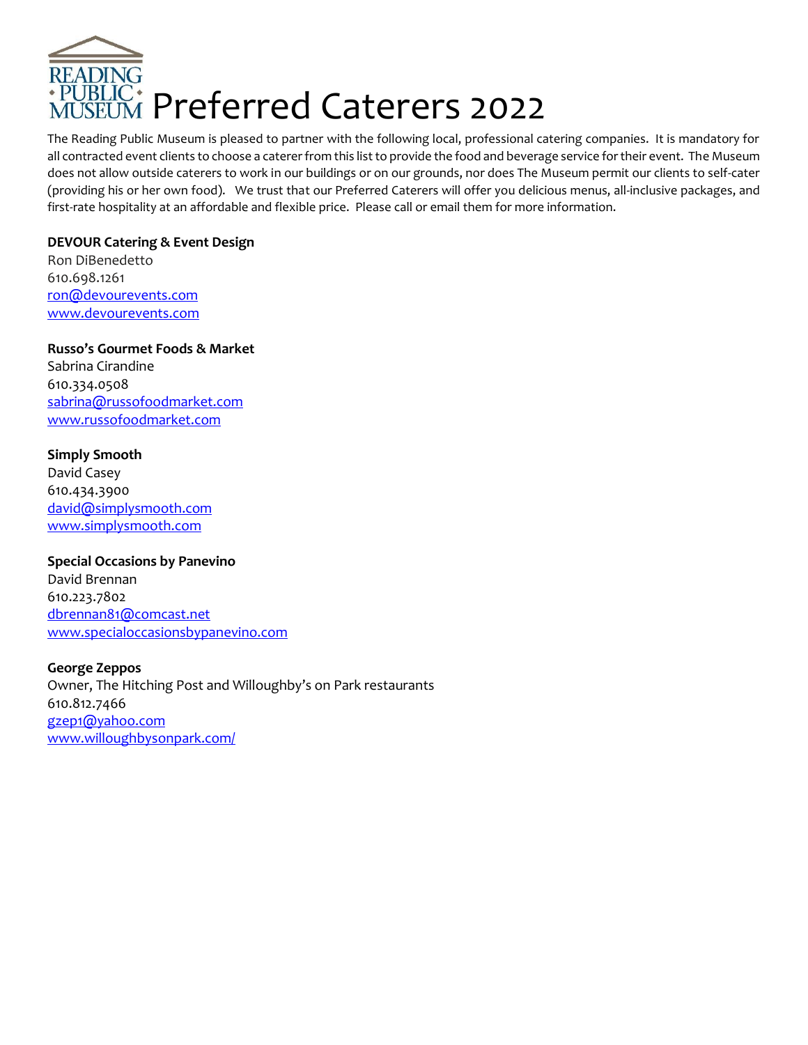# Preferred Caterers 2022

The Reading Public Museum is pleased to partner with the following local, professional catering companies. It is mandatory for all contracted event clients to choose a caterer from this list to provide the food and beverage service for their event. The Museum does not allow outside caterers to work in our buildings or on our grounds, nor does The Museum permit our clients to self-cater (providing his or her own food). We trust that our Preferred Caterers will offer you delicious menus, all-inclusive packages, and first-rate hospitality at an affordable and flexible price. Please call or email them for more information.

**DEVOUR Catering & Event Design**
Ron DiBenedetto
610.698.1261
ron@devourevents.com
www.devourevents.com

**Russo's Gourmet Foods & Market**
Sabrina Cirandine
610.334.0508
sabrina@russofoodmarket.com
www.russofoodmarket.com

**Simply Smooth**
David Casey
610.434.3900
david@simplysmooth.com
www.simplysmooth.com

**Special Occasions by Panevino**
David Brennan
610.223.7802
dbrennan81@comcast.net
www.specialoccasionsbypanevino.com

**George Zeppos**
Owner, The Hitching Post and Willoughby's on Park restaurants
610.812.7466
gzep1@yahoo.com
www.willoughbysonpark.com/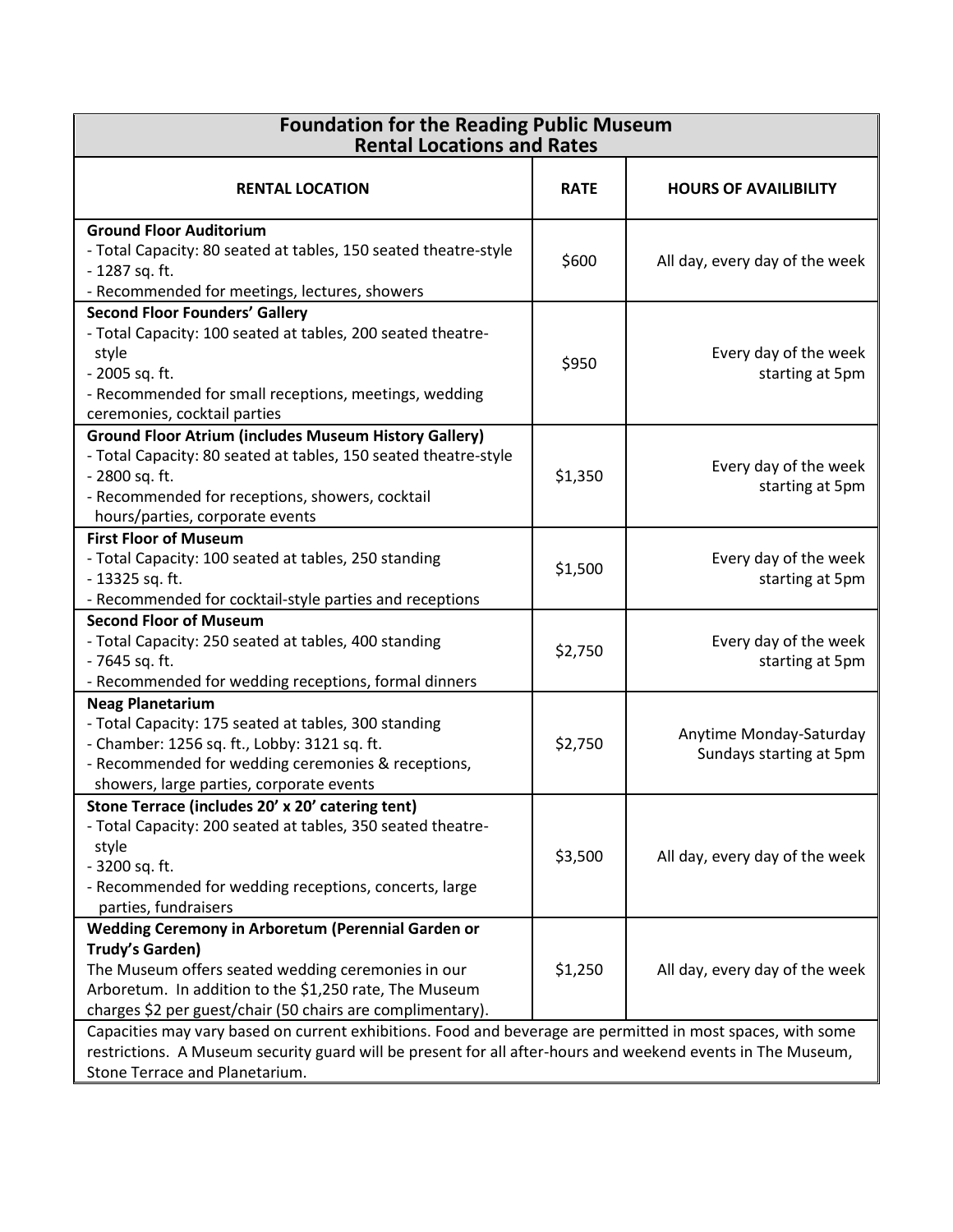## Foundation for the Reading Public Museum
## Rental Locations and Rates

| RENTAL LOCATION | RATE | HOURS OF AVAILIBILITY |
|---|---|---|
| **Ground Floor Auditorium**<br>- Total Capacity: 80 seated at tables, 150 seated theatre-style<br>- 1287 sq. ft.<br>- Recommended for meetings, lectures, showers | $600 | All day, every day of the week |
| **Second Floor Founders' Gallery**<br>- Total Capacity: 100 seated at tables, 200 seated theatre-style<br>- 2005 sq. ft.<br>- Recommended for small receptions, meetings, wedding ceremonies, cocktail parties | $950 | Every day of the week starting at 5pm |
| **Ground Floor Atrium (includes Museum History Gallery)**<br>- Total Capacity: 80 seated at tables, 150 seated theatre-style<br>- 2800 sq. ft.<br>- Recommended for receptions, showers, cocktail hours/parties, corporate events | $1,350 | Every day of the week starting at 5pm |
| **First Floor of Museum**<br>- Total Capacity: 100 seated at tables, 250 standing<br>- 13325 sq. ft.<br>- Recommended for cocktail-style parties and receptions | $1,500 | Every day of the week starting at 5pm |
| **Second Floor of Museum**<br>- Total Capacity: 250 seated at tables, 400 standing<br>- 7645 sq. ft.<br>- Recommended for wedding receptions, formal dinners | $2,750 | Every day of the week starting at 5pm |
| **Neag Planetarium**<br>- Total Capacity: 175 seated at tables, 300 standing<br>- Chamber: 1256 sq. ft., Lobby: 3121 sq. ft.<br>- Recommended for wedding ceremonies & receptions, showers, large parties, corporate events | $2,750 | Anytime Monday-Saturday<br>Sundays starting at 5pm |
| **Stone Terrace (includes 20' x 20' catering tent)**<br>- Total Capacity: 200 seated at tables, 350 seated theatre-style<br>- 3200 sq. ft.<br>- Recommended for wedding receptions, concerts, large parties, fundraisers | $3,500 | All day, every day of the week |
| **Wedding Ceremony in Arboretum (Perennial Garden or Trudy's Garden)**<br>The Museum offers seated wedding ceremonies in our Arboretum. In addition to the $1,250 rate, The Museum charges $2 per guest/chair (50 chairs are complimentary). | $1,250 | All day, every day of the week |

Capacities may vary based on current exhibitions. Food and beverage are permitted in most spaces, with some restrictions. A Museum security guard will be present for all after-hours and weekend events in The Museum, Stone Terrace and Planetarium.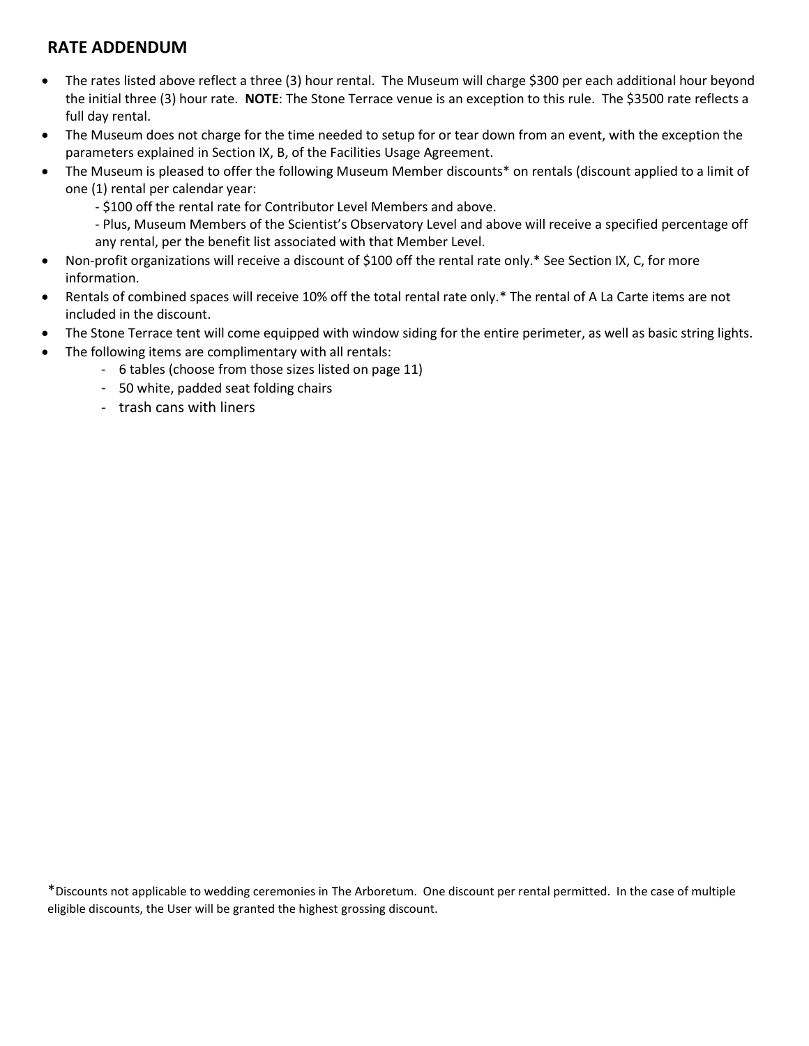## RATE ADDENDUM

- The rates listed above reflect a three (3) hour rental. The Museum will charge $300 per each additional hour beyond the initial three (3) hour rate. **NOTE**: The Stone Terrace venue is an exception to this rule. The $3500 rate reflects a full day rental.
- The Museum does not charge for the time needed to setup for or tear down from an event, with the exception the parameters explained in Section IX, B, of the Facilities Usage Agreement.
- The Museum is pleased to offer the following Museum Member discounts* on rentals (discount applied to a limit of one (1) rental per calendar year:
  - $100 off the rental rate for Contributor Level Members and above.
  - Plus, Museum Members of the Scientist's Observatory Level and above will receive a specified percentage off any rental, per the benefit list associated with that Member Level.
- Non-profit organizations will receive a discount of $100 off the rental rate only.* See Section IX, C, for more information.
- Rentals of combined spaces will receive 10% off the total rental rate only.* The rental of A La Carte items are not included in the discount.
- The Stone Terrace tent will come equipped with window siding for the entire perimeter, as well as basic string lights.
- The following items are complimentary with all rentals:
  - 6 tables (choose from those sizes listed on page 11)
  - 50 white, padded seat folding chairs
  - trash cans with liners

*Discounts not applicable to wedding ceremonies in The Arboretum. One discount per rental permitted. In the case of multiple eligible discounts, the User will be granted the highest grossing discount.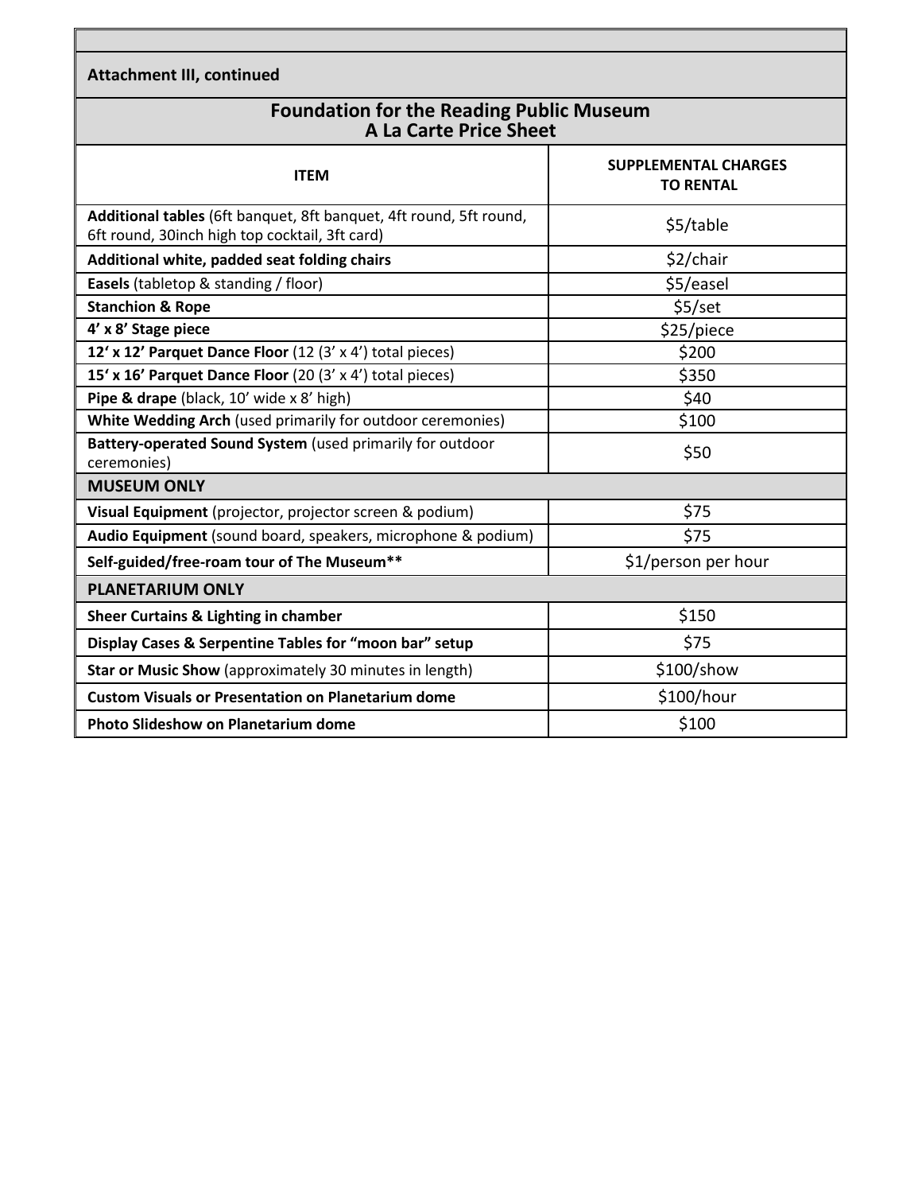**Attachment III, continued**

## Foundation for the Reading Public Museum
## A La Carte Price Sheet

| ITEM | SUPPLEMENTAL CHARGES TO RENTAL |
|---|---|
| **Additional tables** (6ft banquet, 8ft banquet, 4ft round, 5ft round, 6ft round, 30inch high top cocktail, 3ft card) | $5/table |
| **Additional white, padded seat folding chairs** | $2/chair |
| **Easels** (tabletop & standing / floor) | $5/easel |
| **Stanchion & Rope** | $5/set |
| **4' x 8' Stage piece** | $25/piece |
| **12' x 12' Parquet Dance Floor** (12 (3' x 4') total pieces) | $200 |
| **15' x 16' Parquet Dance Floor** (20 (3' x 4') total pieces) | $350 |
| **Pipe & drape** (black, 10' wide x 8' high) | $40 |
| **White Wedding Arch** (used primarily for outdoor ceremonies) | $100 |
| **Battery-operated Sound System** (used primarily for outdoor ceremonies) | $50 |
| **MUSEUM ONLY** | |
| **Visual Equipment** (projector, projector screen & podium) | $75 |
| **Audio Equipment** (sound board, speakers, microphone & podium) | $75 |
| **Self-guided/free-roam tour of The Museum**** | $1/person per hour |
| **PLANETARIUM ONLY** | |
| **Sheer Curtains & Lighting in chamber** | $150 |
| **Display Cases & Serpentine Tables for "moon bar" setup** | $75 |
| **Star or Music Show** (approximately 30 minutes in length) | $100/show |
| **Custom Visuals or Presentation on Planetarium dome** | $100/hour |
| **Photo Slideshow on Planetarium dome** | $100 |